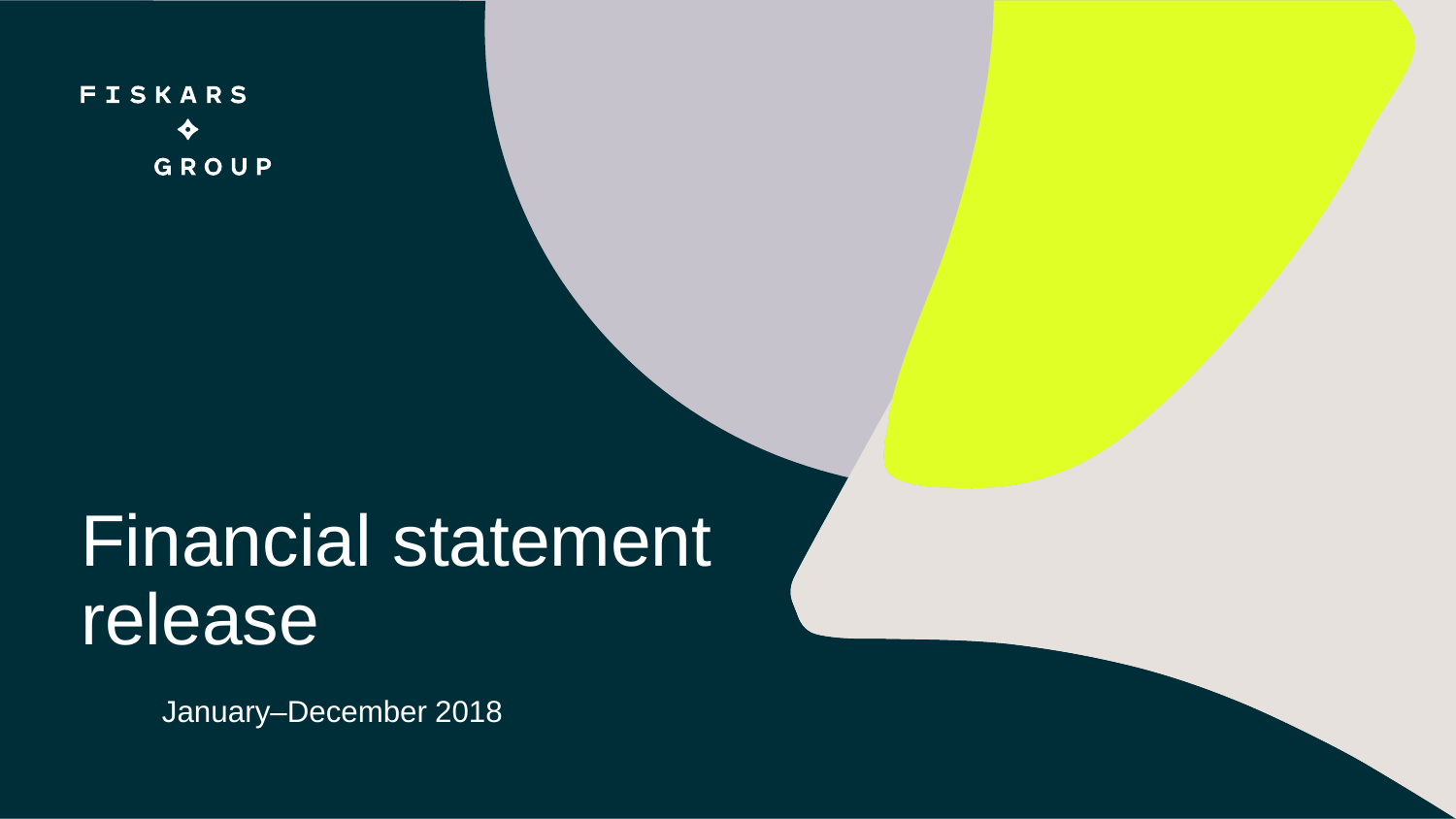FISKARS

GROUP

# Financial statement release

January–December 2018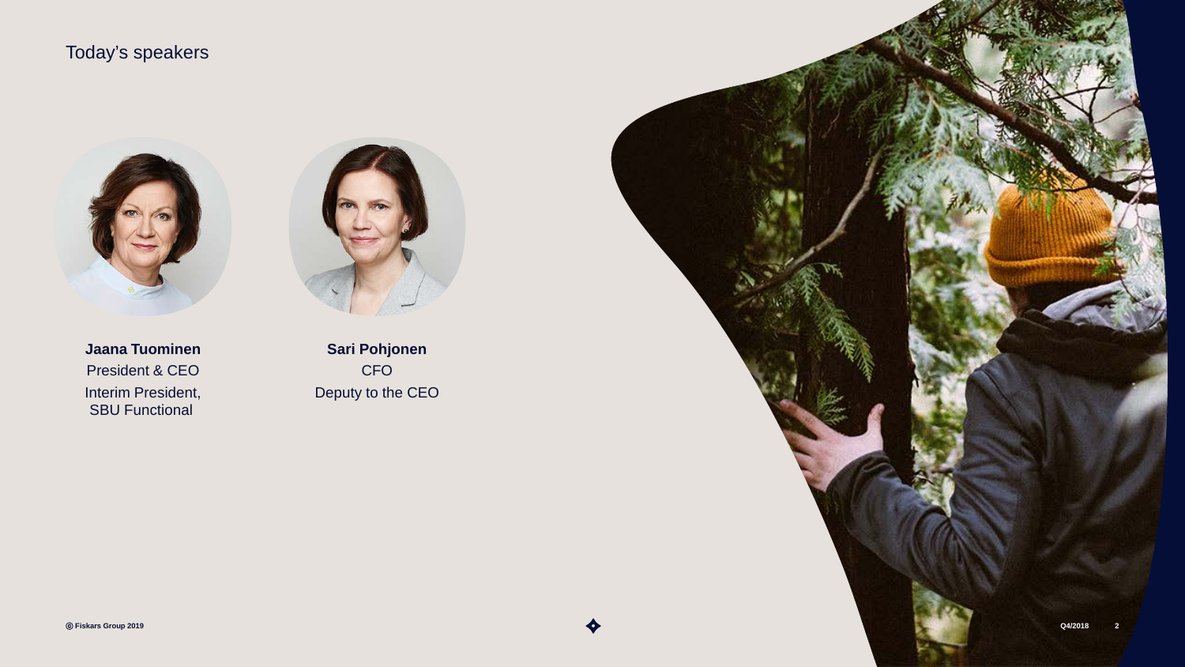# Today's speakers

**Jaana Tuominen**
President & CEO
Interim President, SBU Functional

**Sari Pohjonen**
CFO
Deputy to the CEO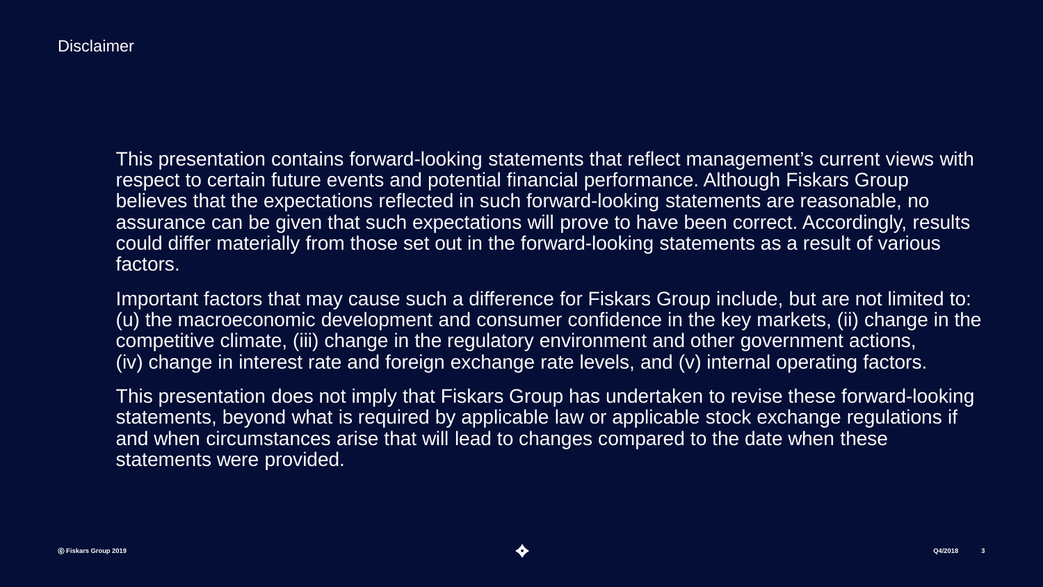# Disclaimer

This presentation contains forward-looking statements that reflect management's current views with respect to certain future events and potential financial performance. Although Fiskars Group believes that the expectations reflected in such forward-looking statements are reasonable, no assurance can be given that such expectations will prove to have been correct. Accordingly, results could differ materially from those set out in the forward-looking statements as a result of various factors.

Important factors that may cause such a difference for Fiskars Group include, but are not limited to: (u) the macroeconomic development and consumer confidence in the key markets, (ii) change in the competitive climate, (iii) change in the regulatory environment and other government actions, (iv) change in interest rate and foreign exchange rate levels, and (v) internal operating factors.

This presentation does not imply that Fiskars Group has undertaken to revise these forward-looking statements, beyond what is required by applicable law or applicable stock exchange regulations if and when circumstances arise that will lead to changes compared to the date when these statements were provided.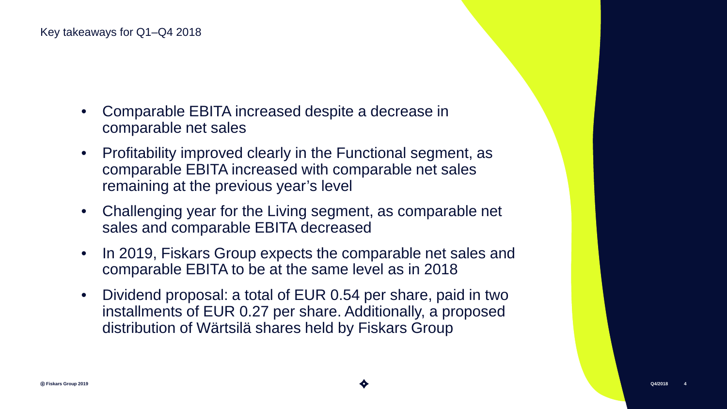## Key takeaways for Q1–Q4 2018

- Comparable EBITA increased despite a decrease in comparable net sales
- Profitability improved clearly in the Functional segment, as comparable EBITA increased with comparable net sales remaining at the previous year's level
- Challenging year for the Living segment, as comparable net sales and comparable EBITA decreased
- In 2019, Fiskars Group expects the comparable net sales and comparable EBITA to be at the same level as in 2018
- Dividend proposal: a total of EUR 0.54 per share, paid in two installments of EUR 0.27 per share. Additionally, a proposed distribution of Wärtsilä shares held by Fiskars Group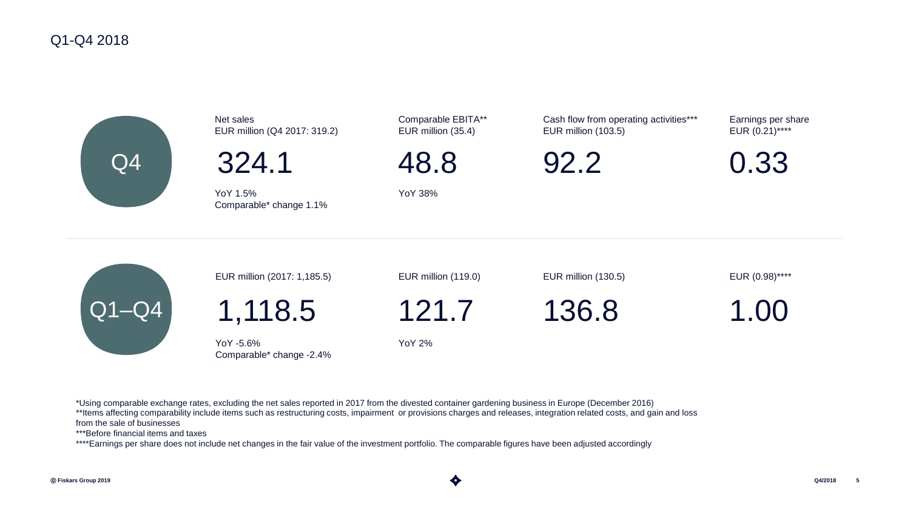# Q1-Q4 2018

| | Net sales | Comparable EBITA** | Cash flow from operating activities*** | Earnings per share |
|---|---|---|---|---|
| **Q4** | EUR million (Q4 2017: 319.2)<br>**324.1**<br>YoY 1.5%<br>Comparable* change 1.1% | EUR million (35.4)<br>**48.8**<br>YoY 38% | EUR million (103.5)<br>**92.2** | EUR (0.21)****<br>**0.33** |
| **Q1–Q4** | EUR million (2017: 1,185.5)<br>**1,118.5**<br>YoY -5.6%<br>Comparable* change -2.4% | EUR million (119.0)<br>**121.7**<br>YoY 2% | EUR million (130.5)<br>**136.8** | EUR (0.98)****<br>**1.00** |

*Using comparable exchange rates, excluding the net sales reported in 2017 from the divested container gardening business in Europe (December 2016)

**Items affecting comparability include items such as restructuring costs, impairment or provisions charges and releases, integration related costs, and gain and loss from the sale of businesses

***Before financial items and taxes

****Earnings per share does not include net changes in the fair value of the investment portfolio. The comparable figures have been adjusted accordingly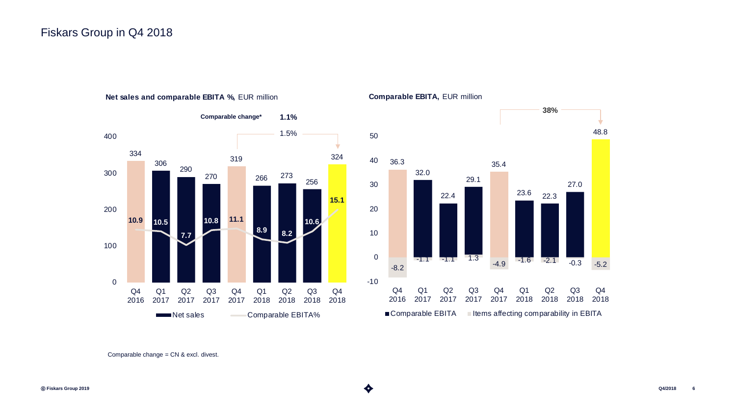# Fiskars Group in Q4 2018

**Net sales and comparable EBITA %,** EUR million

**Comparable change*** **1.1%**

1.5%

| | Q4 2016 | Q1 2017 | Q2 2017 | Q3 2017 | Q4 2017 | Q1 2018 | Q2 2018 | Q3 2018 | Q4 2018 |
|---|---|---|---|---|---|---|---|---|---|
| Net sales | 334 | 306 | 290 | 270 | 319 | 266 | 273 | 256 | 324 |
| Comparable EBITA% | 10.9 | 10.5 | 7.7 | 10.8 | 11.1 | 8.9 | 8.2 | 10.6 | 15.1 |

**Comparable EBITA,** EUR million

38%

| | Q4 2016 | Q1 2017 | Q2 2017 | Q3 2017 | Q4 2017 | Q1 2018 | Q2 2018 | Q3 2018 | Q4 2018 |
|---|---|---|---|---|---|---|---|---|---|
| Comparable EBITA | 36.3 | 32.0 | 22.4 | 29.1 | 35.4 | 23.6 | 22.3 | 27.0 | 48.8 |
| Items affecting comparability in EBITA | -8.2 | -1.1 | -1.1 | 1.3 | -4.9 | -1.6 | -2.1 | -0.3 | -5.2 |

Comparable change = CN & excl. divest.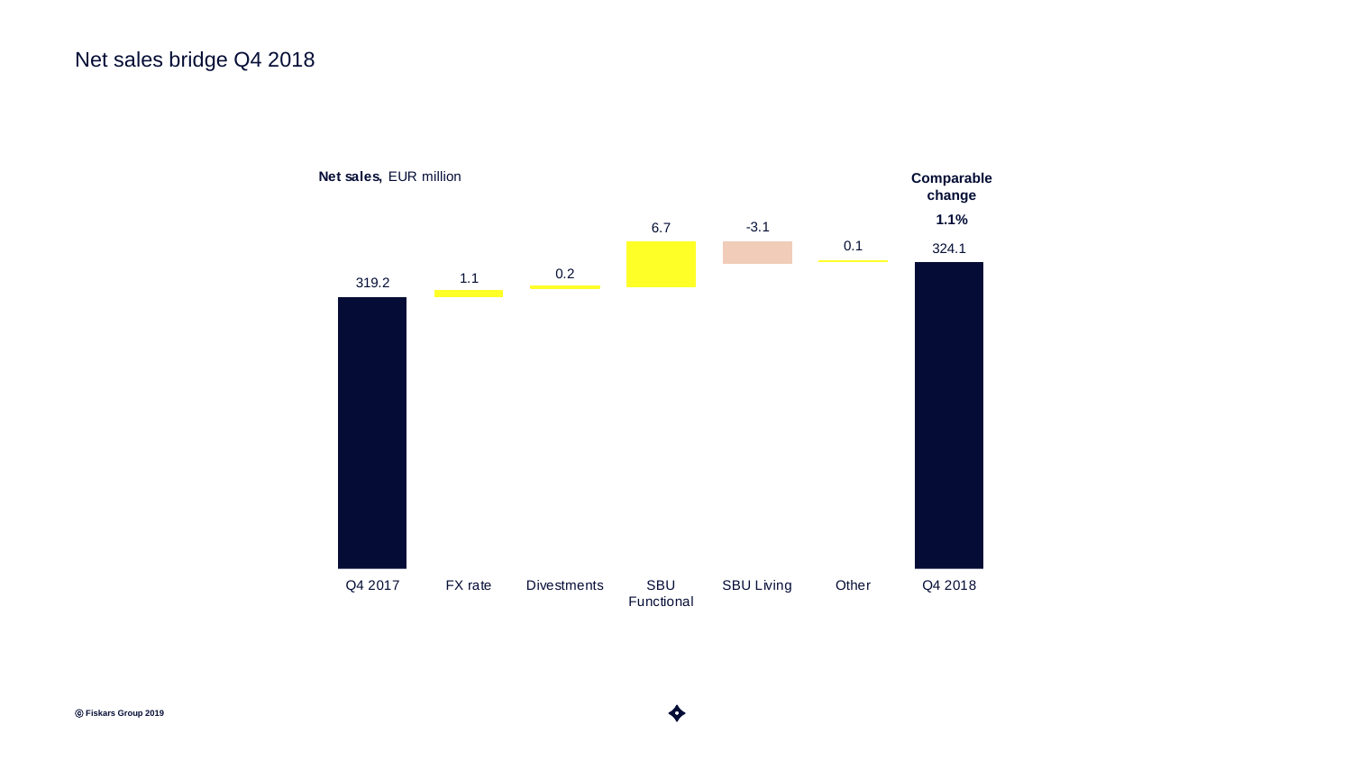# Net sales bridge Q4 2018

**Net sales,** EUR million

| Q4 2017 | FX rate | Divestments | SBU Functional | SBU Living | Other | Q4 2018 |
|---|---|---|---|---|---|---|
| 319.2 | 1.1 | 0.2 | 6.7 | -3.1 | 0.1 | 324.1 |

**Comparable change**

**1.1%**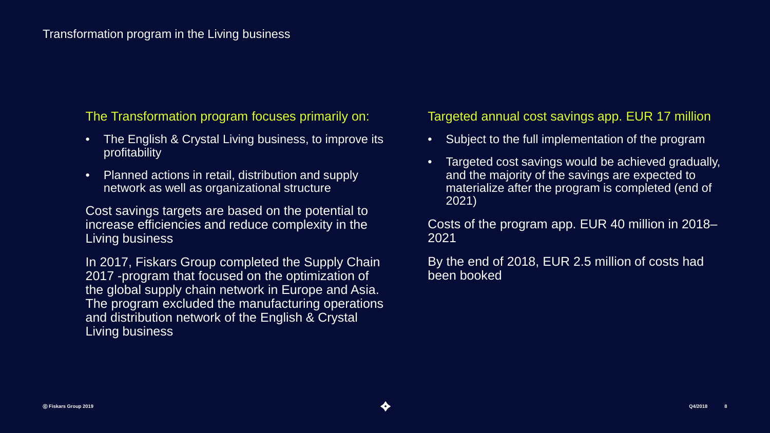# Transformation program in the Living business

## The Transformation program focuses primarily on:

- The English & Crystal Living business, to improve its profitability
- Planned actions in retail, distribution and supply network as well as organizational structure

Cost savings targets are based on the potential to increase efficiencies and reduce complexity in the Living business

In 2017, Fiskars Group completed the Supply Chain 2017 -program that focused on the optimization of the global supply chain network in Europe and Asia. The program excluded the manufacturing operations and distribution network of the English & Crystal Living business

## Targeted annual cost savings app. EUR 17 million

- Subject to the full implementation of the program
- Targeted cost savings would be achieved gradually, and the majority of the savings are expected to materialize after the program is completed (end of 2021)

Costs of the program app. EUR 40 million in 2018–2021

By the end of 2018, EUR 2.5 million of costs had been booked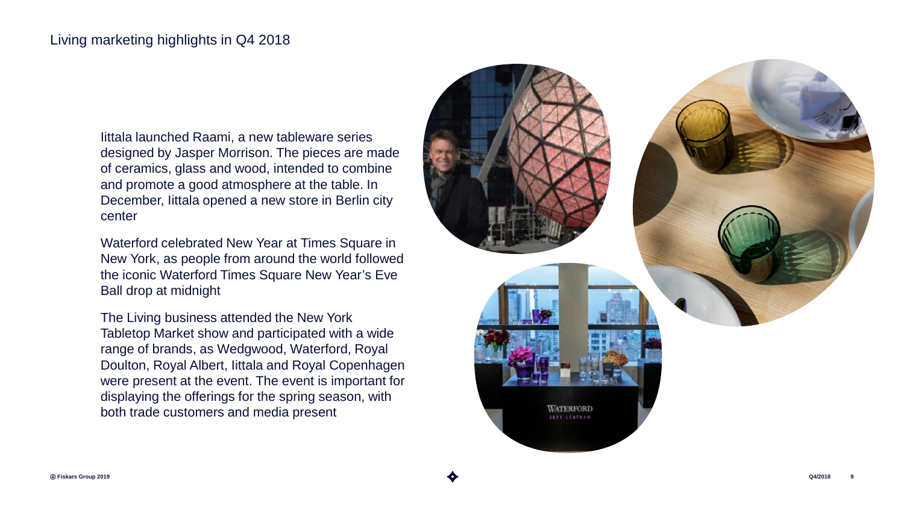# Living marketing highlights in Q4 2018

Iittala launched Raami, a new tableware series designed by Jasper Morrison. The pieces are made of ceramics, glass and wood, intended to combine and promote a good atmosphere at the table. In December, Iittala opened a new store in Berlin city center

Waterford celebrated New Year at Times Square in New York, as people from around the world followed the iconic Waterford Times Square New Year's Eve Ball drop at midnight

The Living business attended the New York Tabletop Market show and participated with a wide range of brands, as Wedgwood, Waterford, Royal Doulton, Royal Albert, Iittala and Royal Copenhagen were present at the event. The event is important for displaying the offerings for the spring season, with both trade customers and media present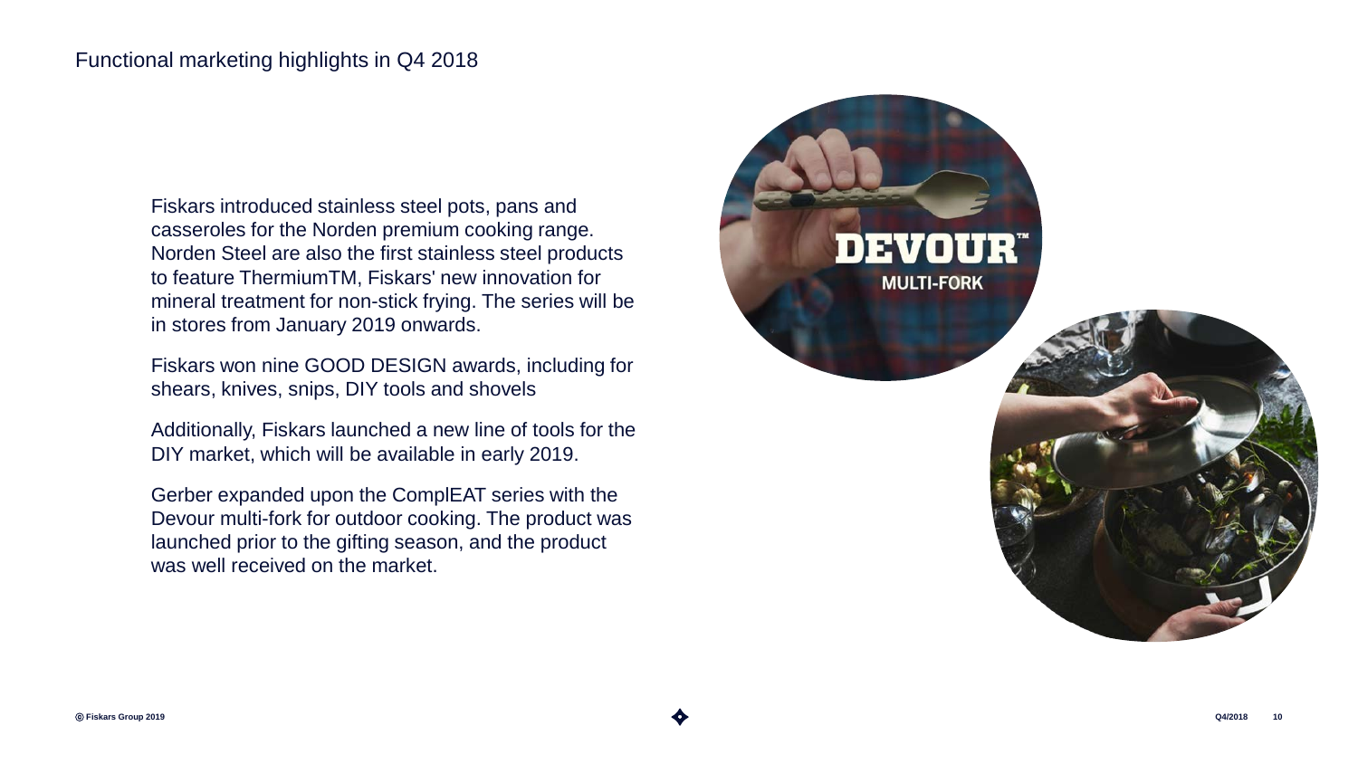# Functional marketing highlights in Q4 2018

Fiskars introduced stainless steel pots, pans and casseroles for the Norden premium cooking range. Norden Steel are also the first stainless steel products to feature ThermiumTM, Fiskars' new innovation for mineral treatment for non-stick frying. The series will be in stores from January 2019 onwards.

Fiskars won nine GOOD DESIGN awards, including for shears, knives, snips, DIY tools and shovels

Additionally, Fiskars launched a new line of tools for the DIY market, which will be available in early 2019.

Gerber expanded upon the ComplEAT series with the Devour multi-fork for outdoor cooking. The product was launched prior to the gifting season, and the product was well received on the market.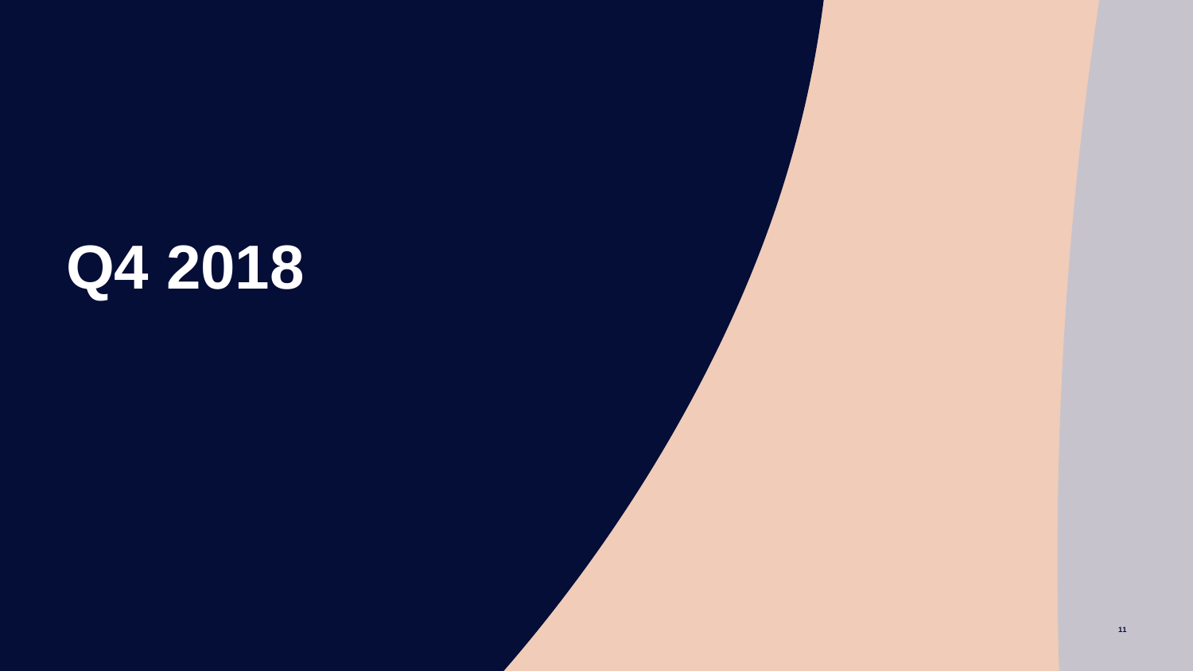# Q4 2018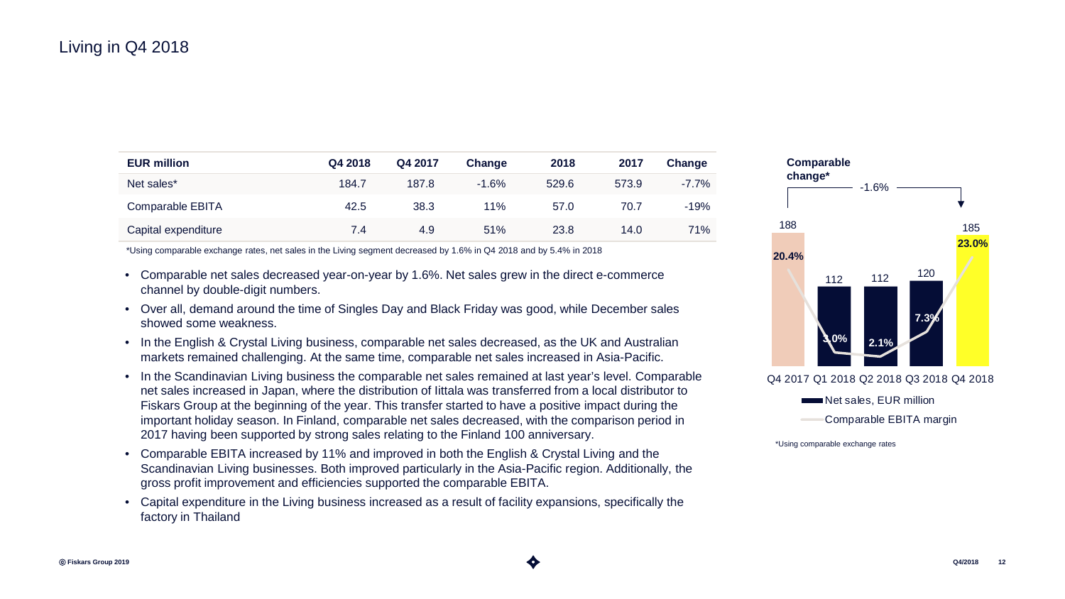# Living in Q4 2018

| EUR million | Q4 2018 | Q4 2017 | Change | 2018 | 2017 | Change |
|---|---|---|---|---|---|---|
| Net sales* | 184.7 | 187.8 | -1.6% | 529.6 | 573.9 | -7.7% |
| Comparable EBITA | 42.5 | 38.3 | 11% | 57.0 | 70.7 | -19% |
| Capital expenditure | 7.4 | 4.9 | 51% | 23.8 | 14.0 | 71% |

*Using comparable exchange rates, net sales in the Living segment decreased by 1.6% in Q4 2018 and by 5.4% in 2018

- Comparable net sales decreased year-on-year by 1.6%. Net sales grew in the direct e-commerce channel by double-digit numbers.
- Over all, demand around the time of Singles Day and Black Friday was good, while December sales showed some weakness.
- In the English & Crystal Living business, comparable net sales decreased, as the UK and Australian markets remained challenging. At the same time, comparable net sales increased in Asia-Pacific.
- In the Scandinavian Living business the comparable net sales remained at last year's level. Comparable net sales increased in Japan, where the distribution of Iittala was transferred from a local distributor to Fiskars Group at the beginning of the year. This transfer started to have a positive impact during the important holiday season. In Finland, comparable net sales decreased, with the comparison period in 2017 having been supported by strong sales relating to the Finland 100 anniversary.
- Comparable EBITA increased by 11% and improved in both the English & Crystal Living and the Scandinavian Living businesses. Both improved particularly in the Asia-Pacific region. Additionally, the gross profit improvement and efficiencies supported the comparable EBITA.
- Capital expenditure in the Living business increased as a result of facility expansions, specifically the factory in Thailand

**Comparable change***: -1.6%

| | Q4 2017 | Q1 2018 | Q2 2018 | Q3 2018 | Q4 2018 |
|---|---|---|---|---|---|
| Net sales, EUR million | 188 | 112 | 112 | 120 | 185 |
| Comparable EBITA margin | 20.4% | 3.0% | 2.1% | 7.3% | 23.0% |

*Using comparable exchange rates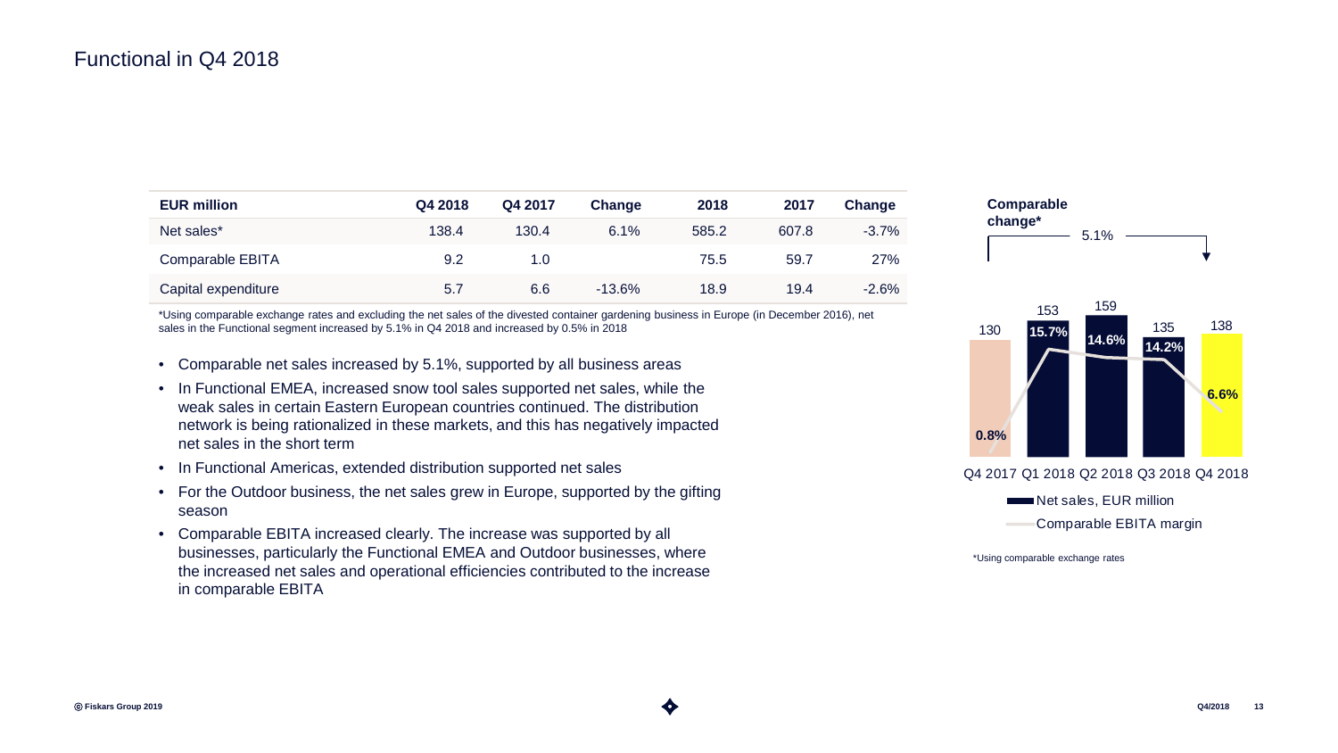# Functional in Q4 2018

| EUR million | Q4 2018 | Q4 2017 | Change | 2018 | 2017 | Change |
|---|---|---|---|---|---|---|
| Net sales* | 138.4 | 130.4 | 6.1% | 585.2 | 607.8 | -3.7% |
| Comparable EBITA | 9.2 | 1.0 | | 75.5 | 59.7 | 27% |
| Capital expenditure | 5.7 | 6.6 | -13.6% | 18.9 | 19.4 | -2.6% |

*Using comparable exchange rates and excluding the net sales of the divested container gardening business in Europe (in December 2016), net sales in the Functional segment increased by 5.1% in Q4 2018 and increased by 0.5% in 2018

- Comparable net sales increased by 5.1%, supported by all business areas
- In Functional EMEA, increased snow tool sales supported net sales, while the weak sales in certain Eastern European countries continued. The distribution network is being rationalized in these markets, and this has negatively impacted net sales in the short term
- In Functional Americas, extended distribution supported net sales
- For the Outdoor business, the net sales grew in Europe, supported by the gifting season
- Comparable EBITA increased clearly. The increase was supported by all businesses, particularly the Functional EMEA and Outdoor businesses, where the increased net sales and operational efficiencies contributed to the increase in comparable EBITA

**Comparable change*** 5.1%

| | Q4 2017 | Q1 2018 | Q2 2018 | Q3 2018 | Q4 2018 |
|---|---|---|---|---|---|
| Net sales, EUR million | 130 | 153 | 159 | 135 | 138 |
| Comparable EBITA margin | 0.8% | 15.7% | 14.6% | 14.2% | 6.6% |

*Using comparable exchange rates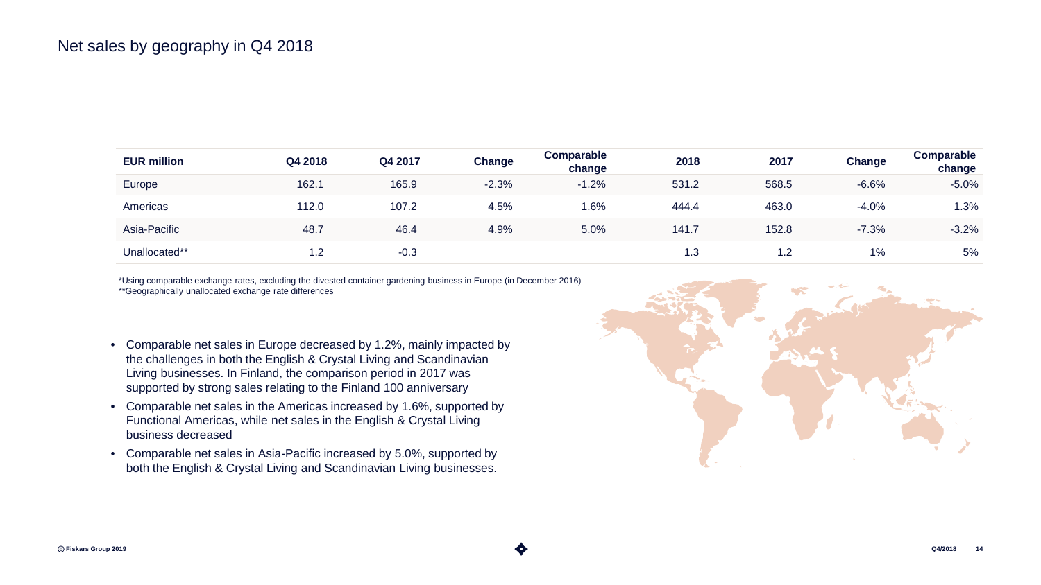# Net sales by geography in Q4 2018

| EUR million | Q4 2018 | Q4 2017 | Change | Comparable change | 2018 | 2017 | Change | Comparable change |
|---|---|---|---|---|---|---|---|---|
| Europe | 162.1 | 165.9 | -2.3% | -1.2% | 531.2 | 568.5 | -6.6% | -5.0% |
| Americas | 112.0 | 107.2 | 4.5% | 1.6% | 444.4 | 463.0 | -4.0% | 1.3% |
| Asia-Pacific | 48.7 | 46.4 | 4.9% | 5.0% | 141.7 | 152.8 | -7.3% | -3.2% |
| Unallocated** | 1.2 | -0.3 | | | 1.3 | 1.2 | 1% | 5% |

*Using comparable exchange rates, excluding the divested container gardening business in Europe (in December 2016)
**Geographically unallocated exchange rate differences

- Comparable net sales in Europe decreased by 1.2%, mainly impacted by the challenges in both the English & Crystal Living and Scandinavian Living businesses. In Finland, the comparison period in 2017 was supported by strong sales relating to the Finland 100 anniversary
- Comparable net sales in the Americas increased by 1.6%, supported by Functional Americas, while net sales in the English & Crystal Living business decreased
- Comparable net sales in Asia-Pacific increased by 5.0%, supported by both the English & Crystal Living and Scandinavian Living businesses.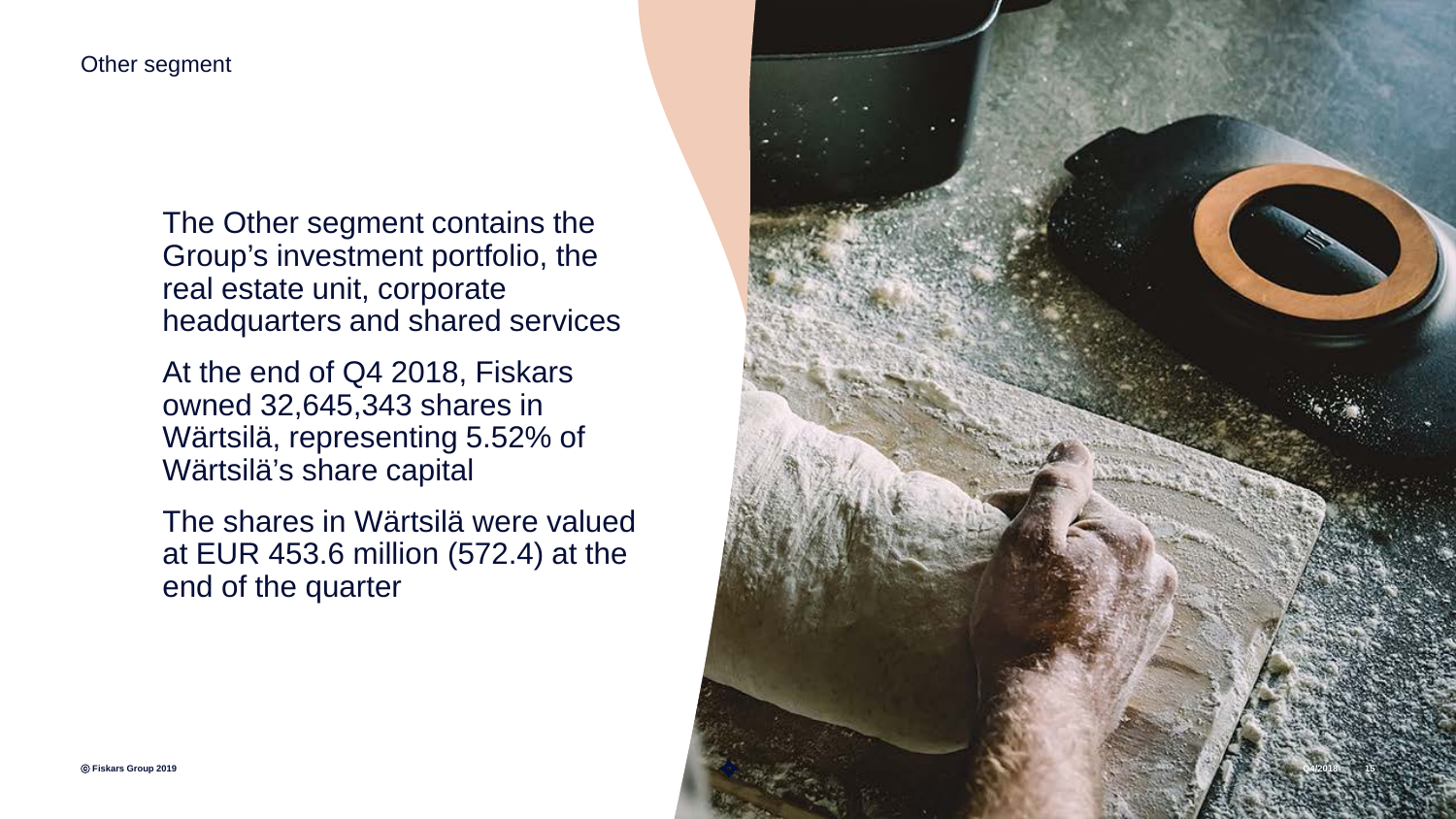# Other segment

The Other segment contains the Group's investment portfolio, the real estate unit, corporate headquarters and shared services

At the end of Q4 2018, Fiskars owned 32,645,343 shares in Wärtsilä, representing 5.52% of Wärtsilä's share capital

The shares in Wärtsilä were valued at EUR 453.6 million (572.4) at the end of the quarter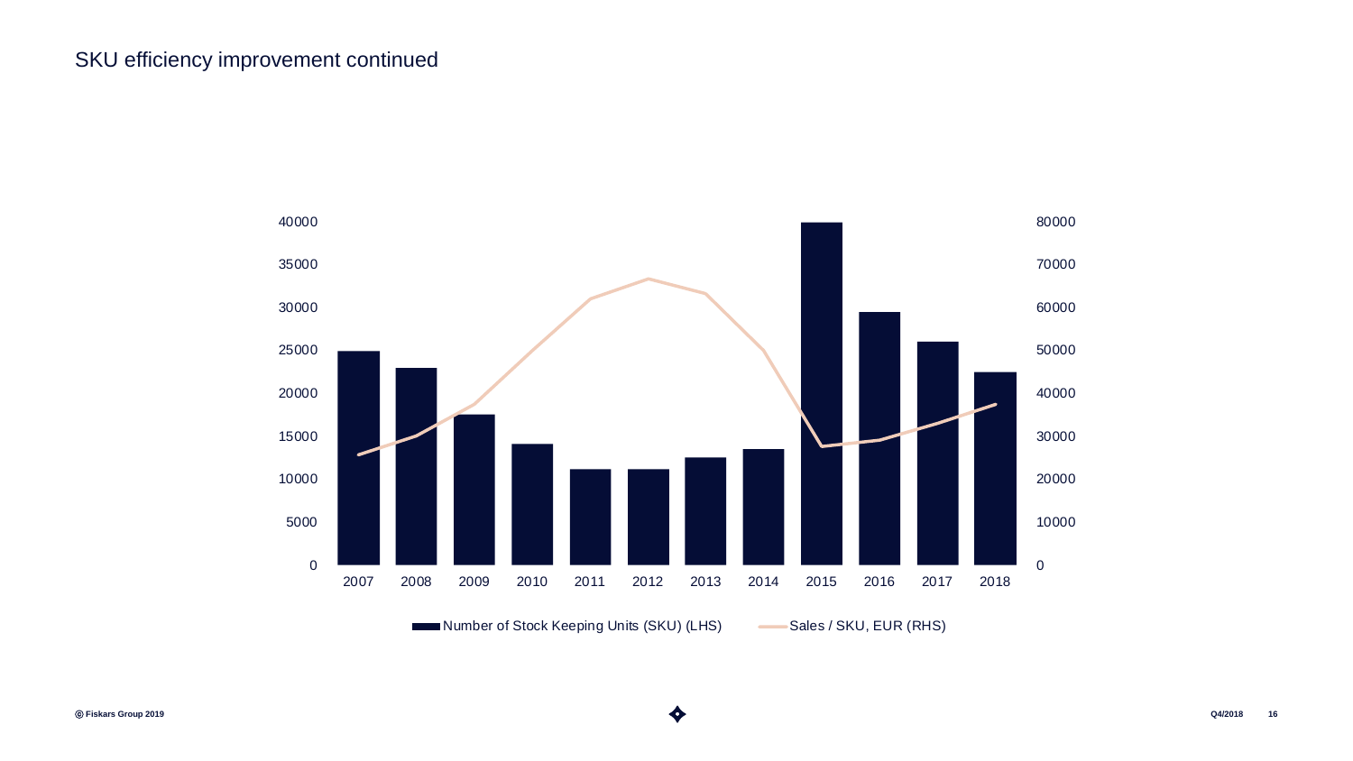# SKU efficiency improvement continued

40000 | 80000
35000 | 70000
30000 | 60000
25000 | 50000
20000 | 40000
15000 | 30000
10000 | 20000
5000 | 10000
0 | 0

2007 2008 2009 2010 2011 2012 2013 2014 2015 2016 2017 2018

Number of Stock Keeping Units (SKU) (LHS) — Sales / SKU, EUR (RHS)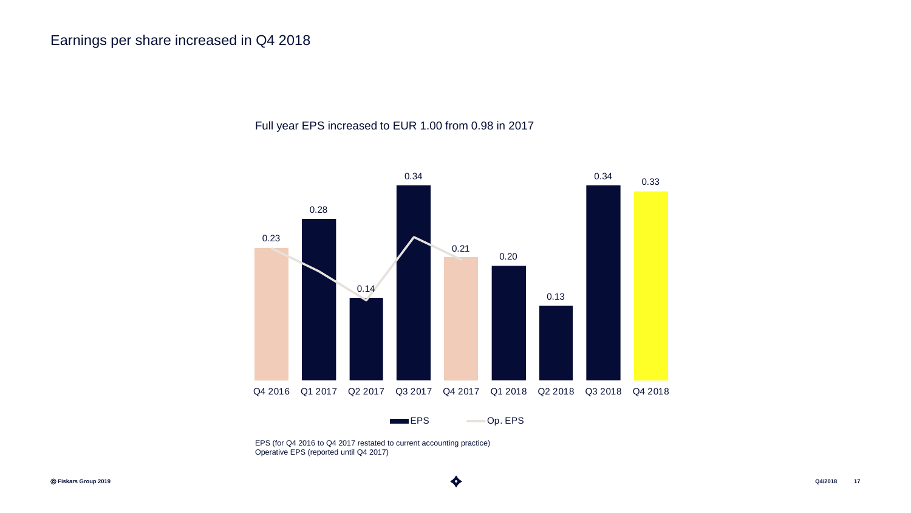# Earnings per share increased in Q4 2018

Full year EPS increased to EUR 1.00 from 0.98 in 2017

| | Q4 2016 | Q1 2017 | Q2 2017 | Q3 2017 | Q4 2017 | Q1 2018 | Q2 2018 | Q3 2018 | Q4 2018 |
|---|---|---|---|---|---|---|---|---|---|
| EPS | 0.23 | 0.28 | 0.14 | 0.34 | 0.21 | 0.20 | 0.13 | 0.34 | 0.33 |

EPS (for Q4 2016 to Q4 2017 restated to current accounting practice)
Operative EPS (reported until Q4 2017)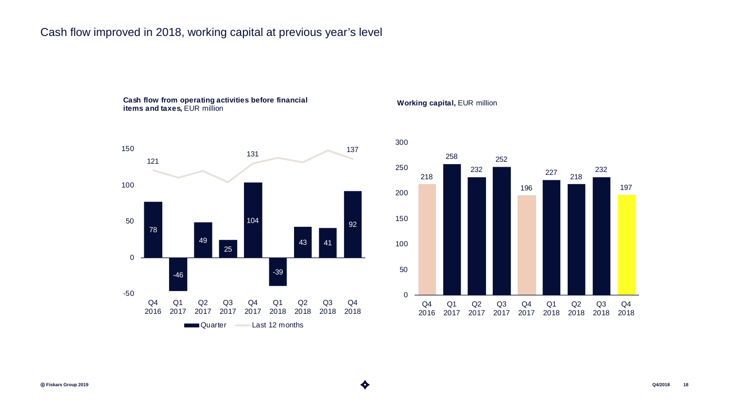# Cash flow improved in 2018, working capital at previous year's level

**Cash flow from operating activities before financial items and taxes,** EUR million

| | Q4 2016 | Q1 2017 | Q2 2017 | Q3 2017 | Q4 2017 | Q1 2018 | Q2 2018 | Q3 2018 | Q4 2018 |
|---|---|---|---|---|---|---|---|---|---|
| Quarter | 78 | -46 | 49 | 25 | 104 | -39 | 43 | 41 | 92 |
| Last 12 months | 121 | | | | 131 | | | | 137 |

**Working capital,** EUR million

| Q4 2016 | Q1 2017 | Q2 2017 | Q3 2017 | Q4 2017 | Q1 2018 | Q2 2018 | Q3 2018 | Q4 2018 |
|---|---|---|---|---|---|---|---|---|
| 218 | 258 | 232 | 252 | 196 | 227 | 218 | 232 | 197 |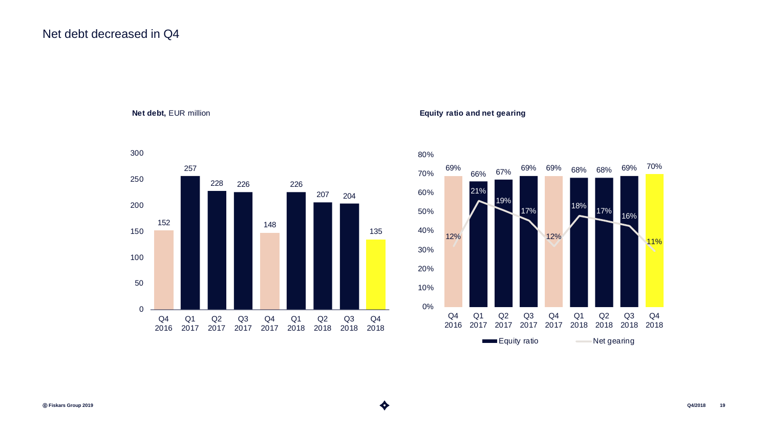# Net debt decreased in Q4

**Net debt,** EUR million

| Quarter | Net debt |
| --- | --- |
| Q4 2016 | 152 |
| Q1 2017 | 257 |
| Q2 2017 | 228 |
| Q3 2017 | 226 |
| Q4 2017 | 148 |
| Q1 2018 | 226 |
| Q2 2018 | 207 |
| Q3 2018 | 204 |
| Q4 2018 | 135 |

**Equity ratio and net gearing**

| Quarter | Equity ratio | Net gearing |
| --- | --- | --- |
| Q4 2016 | 69% | 12% |
| Q1 2017 | 66% | 21% |
| Q2 2017 | 67% | 19% |
| Q3 2017 | 69% | 17% |
| Q4 2017 | 69% | 12% |
| Q1 2018 | 68% | 18% |
| Q2 2018 | 68% | 17% |
| Q3 2018 | 69% | 16% |
| Q4 2018 | 70% | 11% |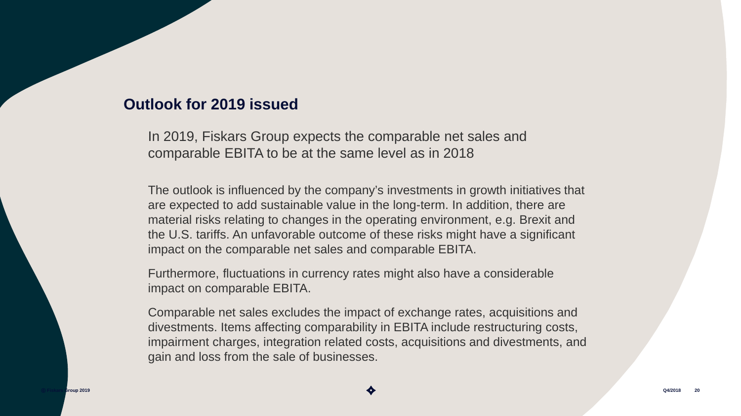## Outlook for 2019 issued

In 2019, Fiskars Group expects the comparable net sales and comparable EBITA to be at the same level as in 2018

The outlook is influenced by the company's investments in growth initiatives that are expected to add sustainable value in the long-term. In addition, there are material risks relating to changes in the operating environment, e.g. Brexit and the U.S. tariffs. An unfavorable outcome of these risks might have a significant impact on the comparable net sales and comparable EBITA.

Furthermore, fluctuations in currency rates might also have a considerable impact on comparable EBITA.

Comparable net sales excludes the impact of exchange rates, acquisitions and divestments. Items affecting comparability in EBITA include restructuring costs, impairment charges, integration related costs, acquisitions and divestments, and gain and loss from the sale of businesses.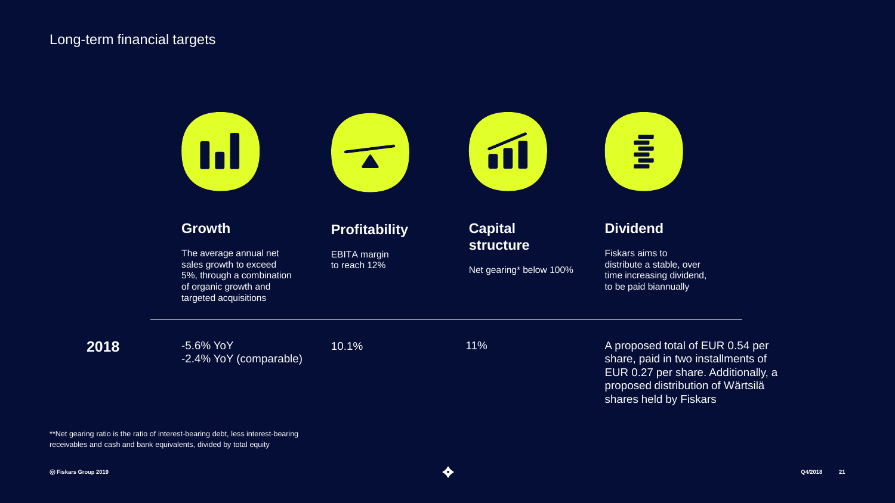# Long-term financial targets

| | Growth | Profitability | Capital structure | Dividend |
|---|---|---|---|---|
| | The average annual net sales growth to exceed 5%, through a combination of organic growth and targeted acquisitions | EBITA margin to reach 12% | Net gearing* below 100% | Fiskars aims to distribute a stable, over time increasing dividend, to be paid biannually |
| **2018** | -5.6% YoY<br>-2.4% YoY (comparable) | 10.1% | 11% | A proposed total of EUR 0.54 per share, paid in two installments of EUR 0.27 per share. Additionally, a proposed distribution of Wärtsilä shares held by Fiskars |

**Net gearing ratio is the ratio of interest-bearing debt, less interest-bearing receivables and cash and bank equivalents, divided by total equity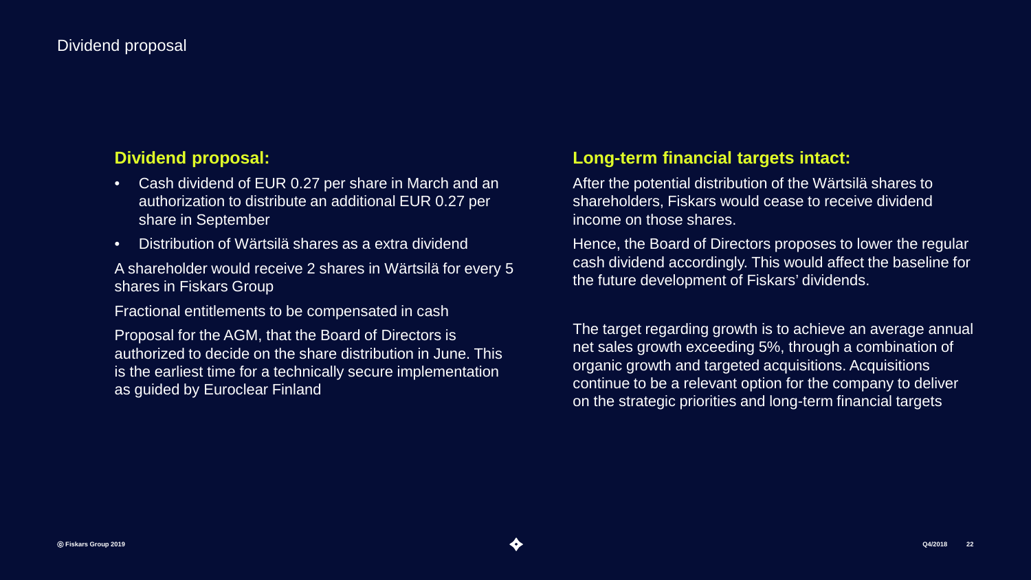# Dividend proposal

## Dividend proposal:

- Cash dividend of EUR 0.27 per share in March and an authorization to distribute an additional EUR 0.27 per share in September
- Distribution of Wärtsilä shares as a extra dividend

A shareholder would receive 2 shares in Wärtsilä for every 5 shares in Fiskars Group

Fractional entitlements to be compensated in cash

Proposal for the AGM, that the Board of Directors is authorized to decide on the share distribution in June. This is the earliest time for a technically secure implementation as guided by Euroclear Finland

## Long-term financial targets intact:

After the potential distribution of the Wärtsilä shares to shareholders, Fiskars would cease to receive dividend income on those shares.

Hence, the Board of Directors proposes to lower the regular cash dividend accordingly. This would affect the baseline for the future development of Fiskars' dividends.

The target regarding growth is to achieve an average annual net sales growth exceeding 5%, through a combination of organic growth and targeted acquisitions. Acquisitions continue to be a relevant option for the company to deliver on the strategic priorities and long-term financial targets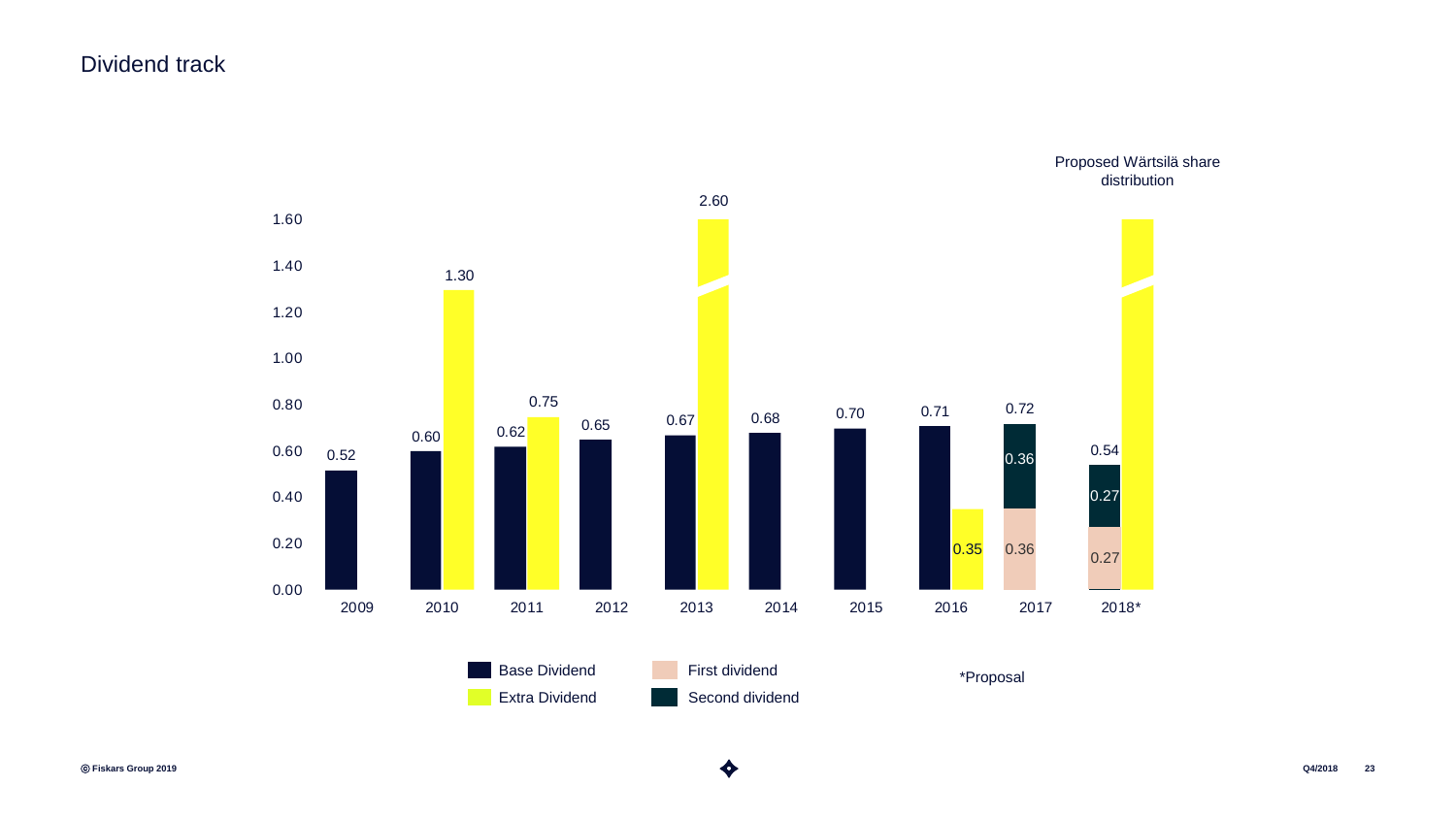# Dividend track

| Year | Base Dividend | Extra Dividend | First dividend | Second dividend | Total |
|---|---|---|---|---|---|
| 2009 | 0.52 | | | | |
| 2010 | 0.60 | 1.30 | | | |
| 2011 | 0.62 | 0.75 | | | |
| 2012 | 0.65 | | | | |
| 2013 | 0.67 | 2.60 | | | |
| 2014 | 0.68 | | | | |
| 2015 | 0.70 | | | | |
| 2016 | 0.71 | 0.35 | | | |
| 2017 | | | 0.36 | 0.36 | 0.72 |
| 2018* | | Proposed Wärtsilä share distribution | 0.27 | 0.27 | 0.54 |

*Proposal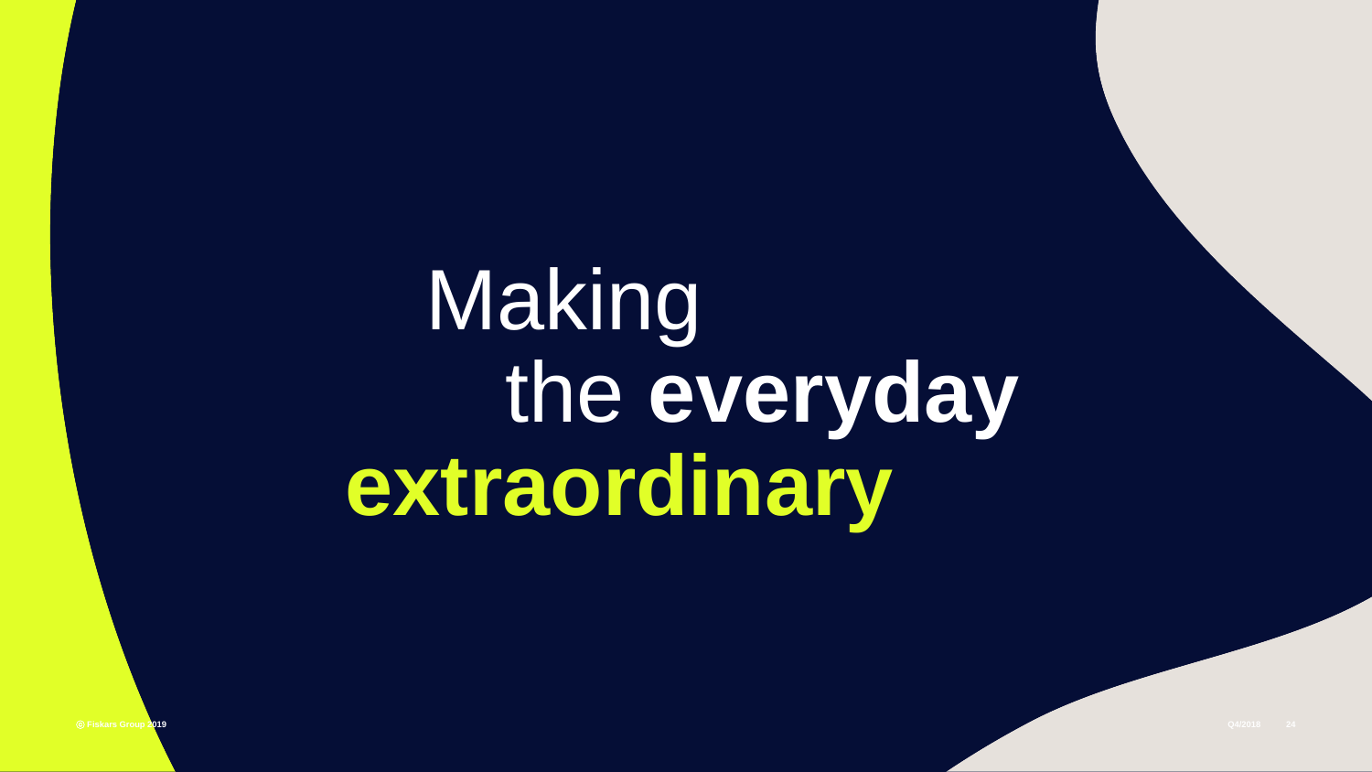Making

the **everyday**

**extraordinary**